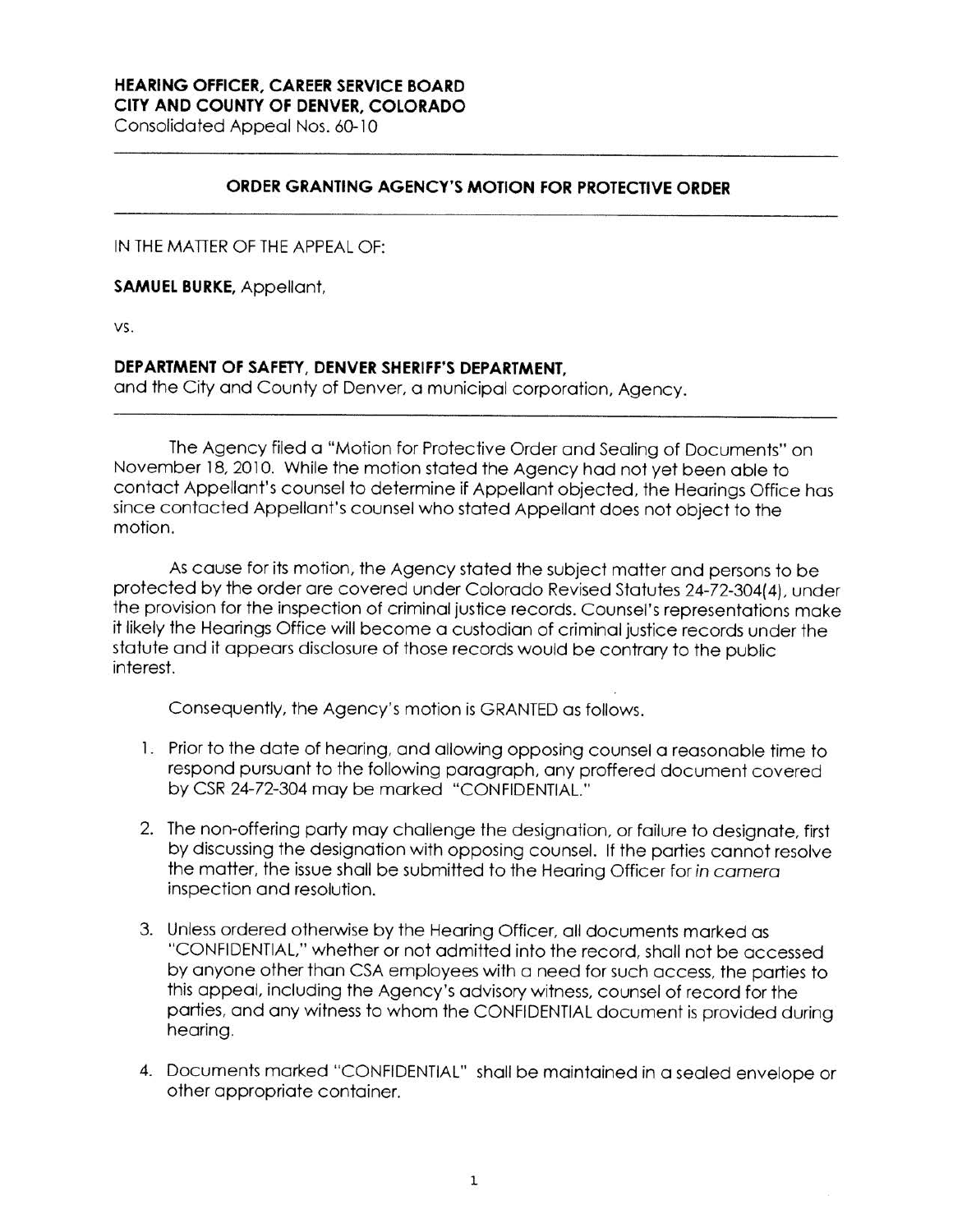**HEARING OFFICER, CAREER SERVICE BOARD**
**CITY AND COUNTY OF DENVER, COLORADO**
Consolidated Appeal Nos. 60-10

---

**ORDER GRANTING AGENCY'S MOTION FOR PROTECTIVE ORDER**

---

IN THE MATTER OF THE APPEAL OF:

**SAMUEL BURKE,** Appellant,

vs.

**DEPARTMENT OF SAFETY, DENVER SHERIFF'S DEPARTMENT,**
and the City and County of Denver, a municipal corporation, Agency.

---

The Agency filed a "Motion for Protective Order and Sealing of Documents" on November 18, 2010. While the motion stated the Agency had not yet been able to contact Appellant's counsel to determine if Appellant objected, the Hearings Office has since contacted Appellant's counsel who stated Appellant does not object to the motion.

As cause for its motion, the Agency stated the subject matter and persons to be protected by the order are covered under Colorado Revised Statutes 24-72-304(4), under the provision for the inspection of criminal justice records. Counsel's representations make it likely the Hearings Office will become a custodian of criminal justice records under the statute and it appears disclosure of those records would be contrary to the public interest.

Consequently, the Agency's motion is GRANTED as follows.

1. Prior to the date of hearing, and allowing opposing counsel a reasonable time to respond pursuant to the following paragraph, any proffered document covered by CSR 24-72-304 may be marked "CONFIDENTIAL."

2. The non-offering party may challenge the designation, or failure to designate, first by discussing the designation with opposing counsel. If the parties cannot resolve the matter, the issue shall be submitted to the Hearing Officer for *in camera* inspection and resolution.

3. Unless ordered otherwise by the Hearing Officer, all documents marked as "CONFIDENTIAL," whether or not admitted into the record, shall not be accessed by anyone other than CSA employees with a need for such access, the parties to this appeal, including the Agency's advisory witness, counsel of record for the parties, and any witness to whom the CONFIDENTIAL document is provided during hearing.

4. Documents marked "CONFIDENTIAL" shall be maintained in a sealed envelope or other appropriate container.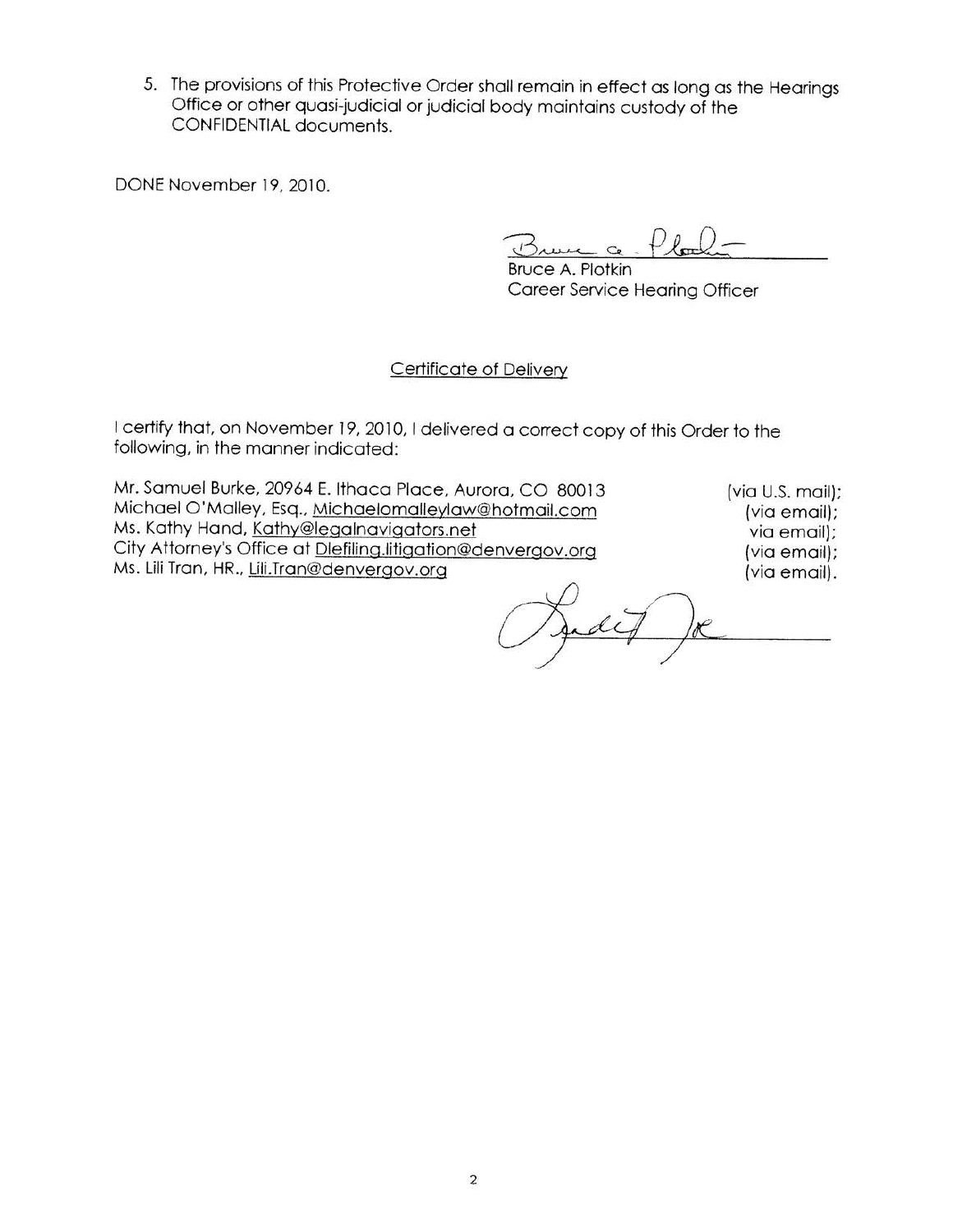5. The provisions of this Protective Order shall remain in effect as long as the Hearings Office or other quasi-judicial or judicial body maintains custody of the CONFIDENTIAL documents.

DONE November 19, 2010.

Bruce A. Plotkin
Career Service Hearing Officer

Certificate of Delivery

I certify that, on November 19, 2010, I delivered a correct copy of this Order to the following, in the manner indicated:

Mr. Samuel Burke, 20964 E. Ithaca Place, Aurora, CO 80013 (via U.S. mail);
Michael O'Malley, Esq., Michaelomalleylaw@hotmail.com (via email);
Ms. Kathy Hand, Kathy@legalnavigators.net via email);
City Attorney's Office at Dlefiling.litigation@denvergov.org (via email);
Ms. Lili Tran, HR., Lili.Tran@denvergov.org (via email).